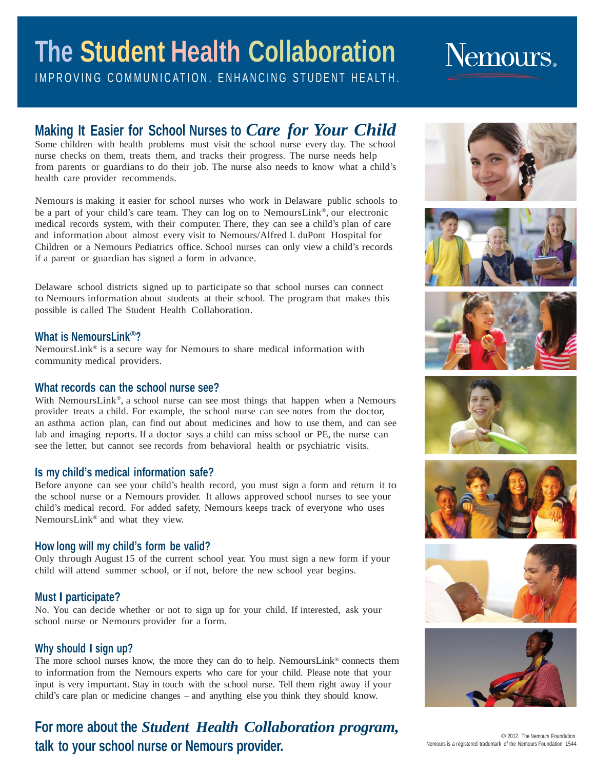# The Student Health Collaboration

IMPROVING COMMUNICATION. ENHANCING STUDENT HEALTH.

Nemours.

## Making It Easier for School Nurses to *Care for Your Child*

Some children with health problems must visit the school nurse every day. The school nurse checks on them, treats them, and tracks their progress. The nurse needs help from parents or guardians to do their job. The nurse also needs to know what a child's health care provider recommends.

Nemours is making it easier for school nurses who work in Delaware public schools to be a part of your child's care team. They can log on to NemoursLink®, our electronic medical records system, with their computer. There, they can see a child's plan of care and information about almost every visit to Nemours/Alfred I. duPont Hospital for Children or a Nemours Pediatrics office. School nurses can only view a child's records if a parent or guardian has signed a form in advance.

Delaware school districts signed up to participate so that school nurses can connect to Nemours information about students at their school. The program that makes this possible is called The Student Health Collaboration.

### What is NemoursLink®?

NemoursLink® is a secure way for Nemours to share medical information with community medical providers.

### What records can the school nurse see?

With NemoursLink®, a school nurse can see most things that happen when a Nemours provider treats a child. For example, the school nurse can see notes from the doctor, an asthma action plan, can find out about medicines and how to use them, and can see lab and imaging reports. If a doctor says a child can miss school or PE, the nurse can see the letter, but cannot see records from behavioral health or psychiatric visits.

### Is my child's medical information safe?

Before anyone can see your child's health record, you must sign a form and return it to the school nurse or a Nemours provider. It allows approved school nurses to see your child's medical record. For added safety, Nemours keeps track of everyone who uses NemoursLink® and what they view.

### How long will my child's form be valid?

Only through August 15 of the current school year. You must sign a new form if your child will attend summer school, or if not, before the new school year begins.

### Must I participate?

No. You can decide whether or not to sign up for your child. If interested, ask your school nurse or Nemours provider for a form.

### Why should I sign up?

The more school nurses know, the more they can do to help. NemoursLink® connects them to information from the Nemours experts who care for your child. Please note that your input is very important. Stay in touch with the school nurse. Tell them right away if your child's care plan or medicine changes – and anything else you think they should know.

## For more about the *Student Health Collaboration program,* talk to your school nurse or Nemours provider.

© 2012. The Nemours Foundation.
Nemours is a registered trademark of the Nemours Foundation. 1544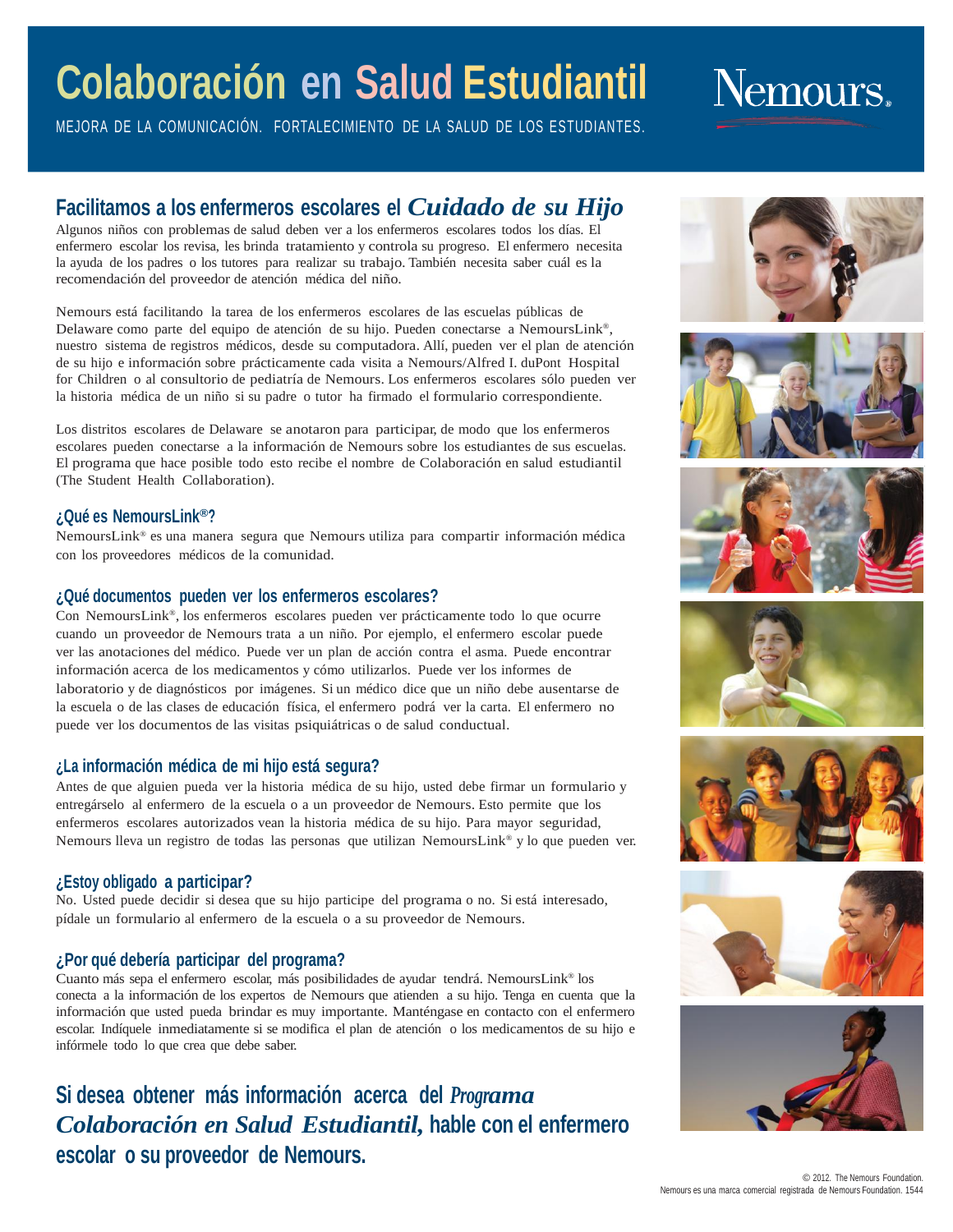# Colaboración en Salud Estudiantil

MEJORA DE LA COMUNICACIÓN. FORTALECIMIENTO DE LA SALUD DE LOS ESTUDIANTES.

Nemours.

## Facilitamos a los enfermeros escolares el *Cuidado de su Hijo*

Algunos niños con problemas de salud deben ver a los enfermeros escolares todos los días. El enfermero escolar los revisa, les brinda tratamiento y controla su progreso. El enfermero necesita la ayuda de los padres o los tutores para realizar su trabajo. También necesita saber cuál es la recomendación del proveedor de atención médica del niño.

Nemours está facilitando la tarea de los enfermeros escolares de las escuelas públicas de Delaware como parte del equipo de atención de su hijo. Pueden conectarse a NemoursLink®, nuestro sistema de registros médicos, desde su computadora. Allí, pueden ver el plan de atención de su hijo e información sobre prácticamente cada visita a Nemours/Alfred I. duPont Hospital for Children o al consultorio de pediatría de Nemours. Los enfermeros escolares sólo pueden ver la historia médica de un niño si su padre o tutor ha firmado el formulario correspondiente.

Los distritos escolares de Delaware se anotaron para participar, de modo que los enfermeros escolares pueden conectarse a la información de Nemours sobre los estudiantes de sus escuelas. El programa que hace posible todo esto recibe el nombre de Colaboración en salud estudiantil (The Student Health Collaboration).

### ¿Qué es NemoursLink®?

NemoursLink® es una manera segura que Nemours utiliza para compartir información médica con los proveedores médicos de la comunidad.

### ¿Qué documentos pueden ver los enfermeros escolares?

Con NemoursLink®, los enfermeros escolares pueden ver prácticamente todo lo que ocurre cuando un proveedor de Nemours trata a un niño. Por ejemplo, el enfermero escolar puede ver las anotaciones del médico. Puede ver un plan de acción contra el asma. Puede encontrar información acerca de los medicamentos y cómo utilizarlos. Puede ver los informes de laboratorio y de diagnósticos por imágenes. Si un médico dice que un niño debe ausentarse de la escuela o de las clases de educación física, el enfermero podrá ver la carta. El enfermero no puede ver los documentos de las visitas psiquiátricas o de salud conductual.

### ¿La información médica de mi hijo está segura?

Antes de que alguien pueda ver la historia médica de su hijo, usted debe firmar un formulario y entregárselo al enfermero de la escuela o a un proveedor de Nemours. Esto permite que los enfermeros escolares autorizados vean la historia médica de su hijo. Para mayor seguridad, Nemours lleva un registro de todas las personas que utilizan NemoursLink® y lo que pueden ver.

### ¿Estoy obligado a participar?

No. Usted puede decidir si desea que su hijo participe del programa o no. Si está interesado, pídale un formulario al enfermero de la escuela o a su proveedor de Nemours.

### ¿Por qué debería participar del programa?

Cuanto más sepa el enfermero escolar, más posibilidades de ayudar tendrá. NemoursLink® los conecta a la información de los expertos de Nemours que atienden a su hijo. Tenga en cuenta que la información que usted pueda brindar es muy importante. Manténgase en contacto con el enfermero escolar. Indíquele inmediatamente si se modifica el plan de atención o los medicamentos de su hijo e infórmele todo lo que crea que debe saber.

## Si desea obtener más información acerca del *Programa Colaboración en Salud Estudiantil,* hable con el enfermero escolar o su proveedor de Nemours.

© 2012. The Nemours Foundation.
Nemours es una marca comercial registrada de Nemours Foundation. 1544